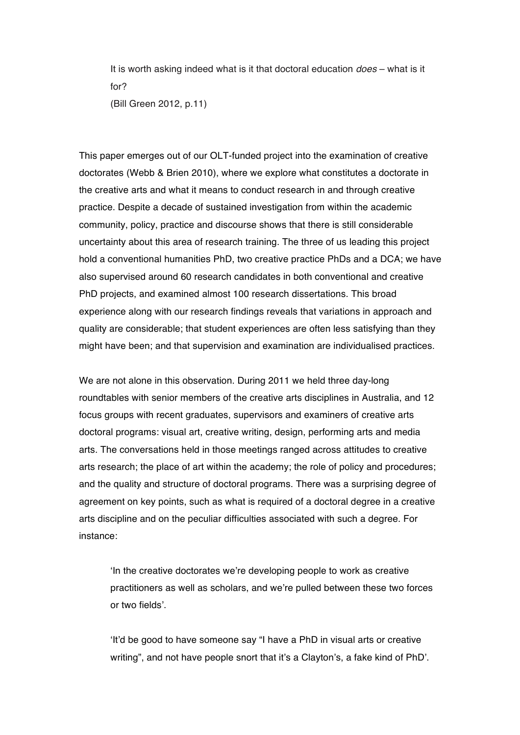> It is worth asking indeed what is it that doctoral education *does* – what is it for?
> (Bill Green 2012, p.11)

This paper emerges out of our OLT-funded project into the examination of creative doctorates (Webb & Brien 2010), where we explore what constitutes a doctorate in the creative arts and what it means to conduct research in and through creative practice. Despite a decade of sustained investigation from within the academic community, policy, practice and discourse shows that there is still considerable uncertainty about this area of research training. The three of us leading this project hold a conventional humanities PhD, two creative practice PhDs and a DCA; we have also supervised around 60 research candidates in both conventional and creative PhD projects, and examined almost 100 research dissertations. This broad experience along with our research findings reveals that variations in approach and quality are considerable; that student experiences are often less satisfying than they might have been; and that supervision and examination are individualised practices.

We are not alone in this observation. During 2011 we held three day-long roundtables with senior members of the creative arts disciplines in Australia, and 12 focus groups with recent graduates, supervisors and examiners of creative arts doctoral programs: visual art, creative writing, design, performing arts and media arts. The conversations held in those meetings ranged across attitudes to creative arts research; the place of art within the academy; the role of policy and procedures; and the quality and structure of doctoral programs. There was a surprising degree of agreement on key points, such as what is required of a doctoral degree in a creative arts discipline and on the peculiar difficulties associated with such a degree. For instance:

> 'In the creative doctorates we're developing people to work as creative practitioners as well as scholars, and we're pulled between these two forces or two fields'.
>
> 'It'd be good to have someone say "I have a PhD in visual arts or creative writing", and not have people snort that it's a Clayton's, a fake kind of PhD'.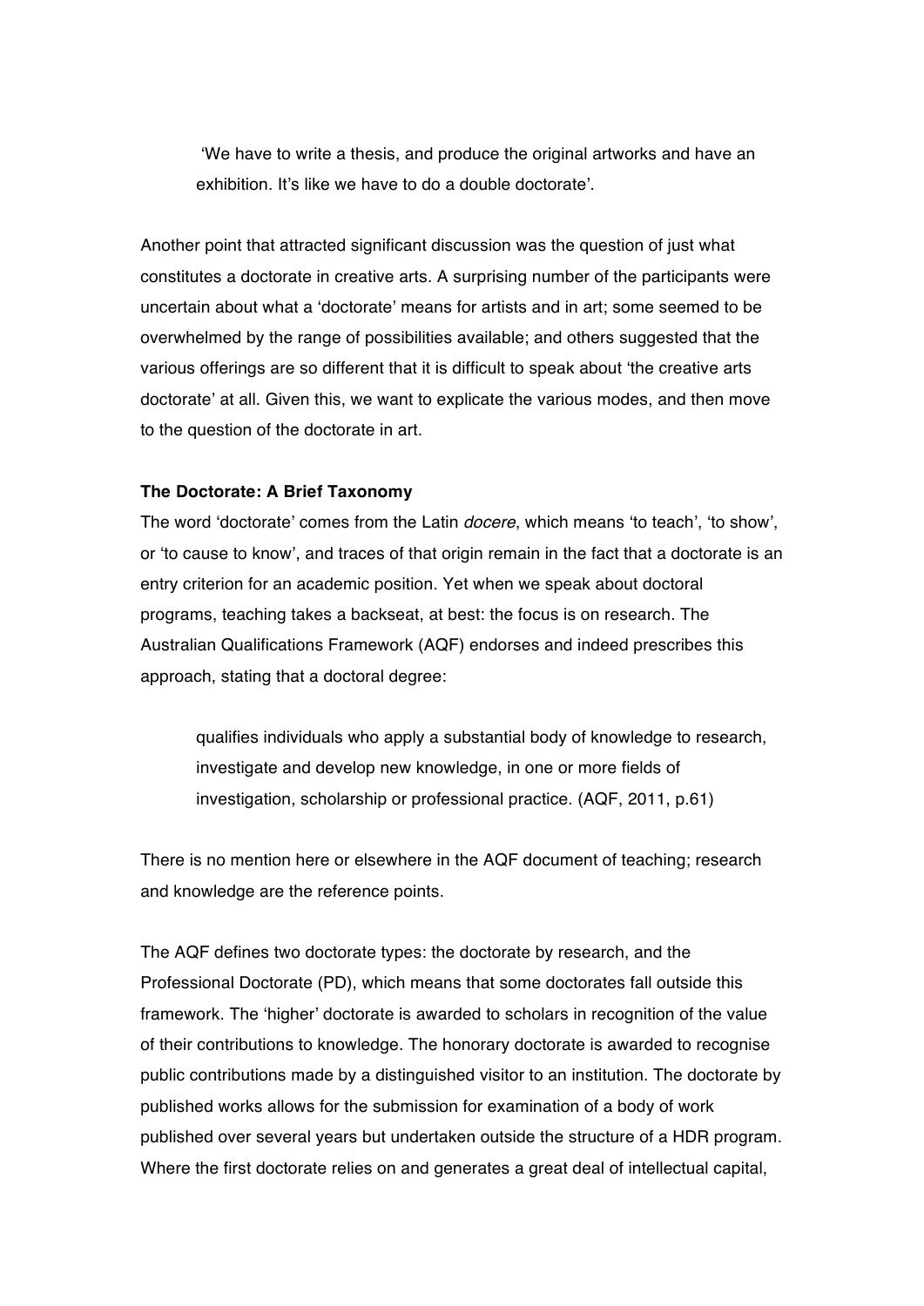> 'We have to write a thesis, and produce the original artworks and have an exhibition. It's like we have to do a double doctorate'.

Another point that attracted significant discussion was the question of just what constitutes a doctorate in creative arts. A surprising number of the participants were uncertain about what a 'doctorate' means for artists and in art; some seemed to be overwhelmed by the range of possibilities available; and others suggested that the various offerings are so different that it is difficult to speak about 'the creative arts doctorate' at all. Given this, we want to explicate the various modes, and then move to the question of the doctorate in art.

**The Doctorate: A Brief Taxonomy**

The word 'doctorate' comes from the Latin *docere*, which means 'to teach', 'to show', or 'to cause to know', and traces of that origin remain in the fact that a doctorate is an entry criterion for an academic position. Yet when we speak about doctoral programs, teaching takes a backseat, at best: the focus is on research. The Australian Qualifications Framework (AQF) endorses and indeed prescribes this approach, stating that a doctoral degree:

> qualifies individuals who apply a substantial body of knowledge to research, investigate and develop new knowledge, in one or more fields of investigation, scholarship or professional practice. (AQF, 2011, p.61)

There is no mention here or elsewhere in the AQF document of teaching; research and knowledge are the reference points.

The AQF defines two doctorate types: the doctorate by research, and the Professional Doctorate (PD), which means that some doctorates fall outside this framework. The 'higher' doctorate is awarded to scholars in recognition of the value of their contributions to knowledge. The honorary doctorate is awarded to recognise public contributions made by a distinguished visitor to an institution. The doctorate by published works allows for the submission for examination of a body of work published over several years but undertaken outside the structure of a HDR program. Where the first doctorate relies on and generates a great deal of intellectual capital,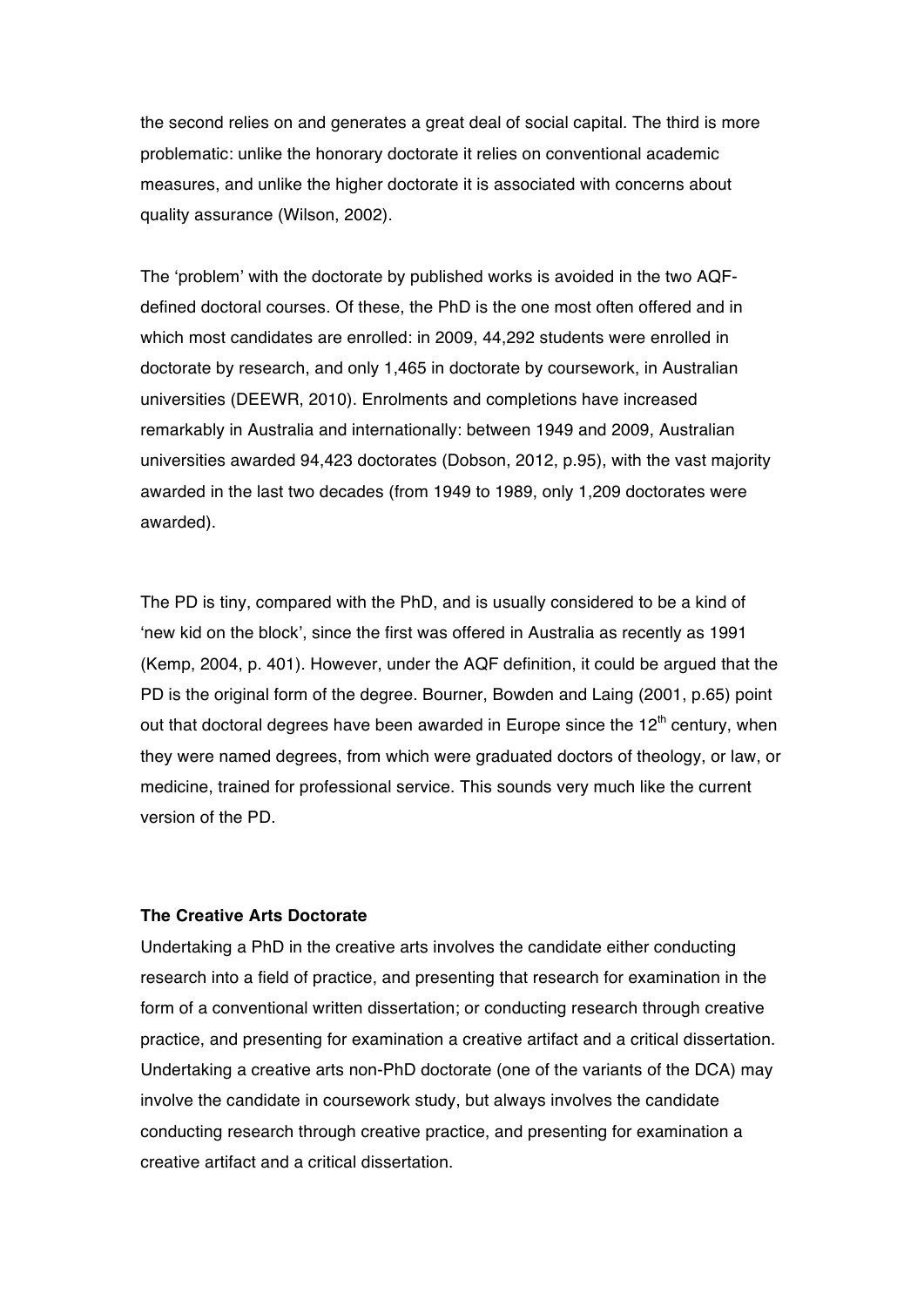the second relies on and generates a great deal of social capital. The third is more problematic: unlike the honorary doctorate it relies on conventional academic measures, and unlike the higher doctorate it is associated with concerns about quality assurance (Wilson, 2002).

The 'problem' with the doctorate by published works is avoided in the two AQF-defined doctoral courses. Of these, the PhD is the one most often offered and in which most candidates are enrolled: in 2009, 44,292 students were enrolled in doctorate by research, and only 1,465 in doctorate by coursework, in Australian universities (DEEWR, 2010). Enrolments and completions have increased remarkably in Australia and internationally: between 1949 and 2009, Australian universities awarded 94,423 doctorates (Dobson, 2012, p.95), with the vast majority awarded in the last two decades (from 1949 to 1989, only 1,209 doctorates were awarded).

The PD is tiny, compared with the PhD, and is usually considered to be a kind of 'new kid on the block', since the first was offered in Australia as recently as 1991 (Kemp, 2004, p. 401). However, under the AQF definition, it could be argued that the PD is the original form of the degree. Bourner, Bowden and Laing (2001, p.65) point out that doctoral degrees have been awarded in Europe since the 12th century, when they were named degrees, from which were graduated doctors of theology, or law, or medicine, trained for professional service. This sounds very much like the current version of the PD.

**The Creative Arts Doctorate**

Undertaking a PhD in the creative arts involves the candidate either conducting research into a field of practice, and presenting that research for examination in the form of a conventional written dissertation; or conducting research through creative practice, and presenting for examination a creative artifact and a critical dissertation. Undertaking a creative arts non-PhD doctorate (one of the variants of the DCA) may involve the candidate in coursework study, but always involves the candidate conducting research through creative practice, and presenting for examination a creative artifact and a critical dissertation.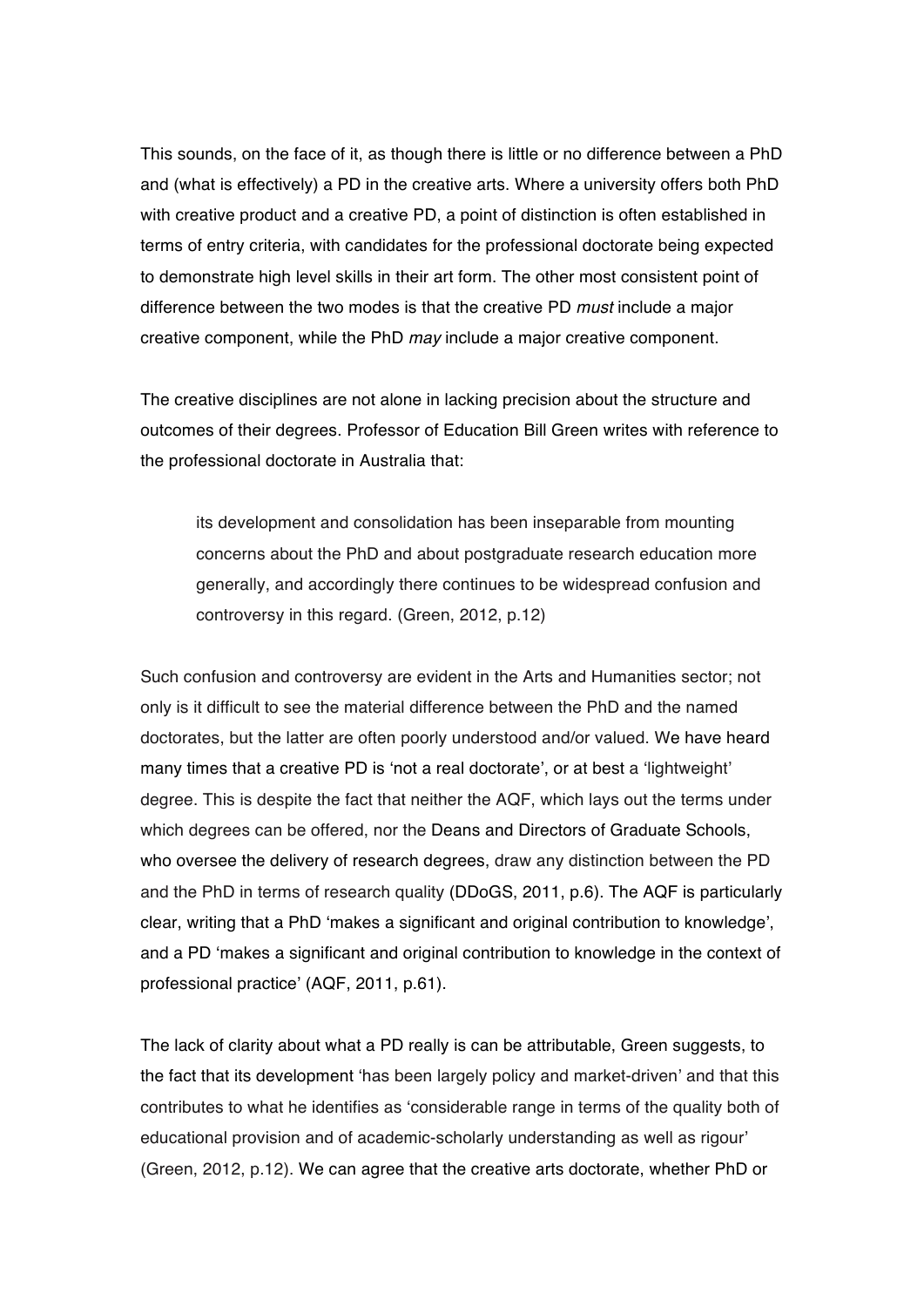This sounds, on the face of it, as though there is little or no difference between a PhD and (what is effectively) a PD in the creative arts. Where a university offers both PhD with creative product and a creative PD, a point of distinction is often established in terms of entry criteria, with candidates for the professional doctorate being expected to demonstrate high level skills in their art form. The other most consistent point of difference between the two modes is that the creative PD *must* include a major creative component, while the PhD *may* include a major creative component.

The creative disciplines are not alone in lacking precision about the structure and outcomes of their degrees. Professor of Education Bill Green writes with reference to the professional doctorate in Australia that:

> its development and consolidation has been inseparable from mounting concerns about the PhD and about postgraduate research education more generally, and accordingly there continues to be widespread confusion and controversy in this regard. (Green, 2012, p.12)

Such confusion and controversy are evident in the Arts and Humanities sector; not only is it difficult to see the material difference between the PhD and the named doctorates, but the latter are often poorly understood and/or valued. We have heard many times that a creative PD is 'not a real doctorate', or at best a 'lightweight' degree. This is despite the fact that neither the AQF, which lays out the terms under which degrees can be offered, nor the Deans and Directors of Graduate Schools, who oversee the delivery of research degrees, draw any distinction between the PD and the PhD in terms of research quality (DDoGS, 2011, p.6). The AQF is particularly clear, writing that a PhD 'makes a significant and original contribution to knowledge', and a PD 'makes a significant and original contribution to knowledge in the context of professional practice' (AQF, 2011, p.61).

The lack of clarity about what a PD really is can be attributable, Green suggests, to the fact that its development 'has been largely policy and market-driven' and that this contributes to what he identifies as 'considerable range in terms of the quality both of educational provision and of academic-scholarly understanding as well as rigour' (Green, 2012, p.12). We can agree that the creative arts doctorate, whether PhD or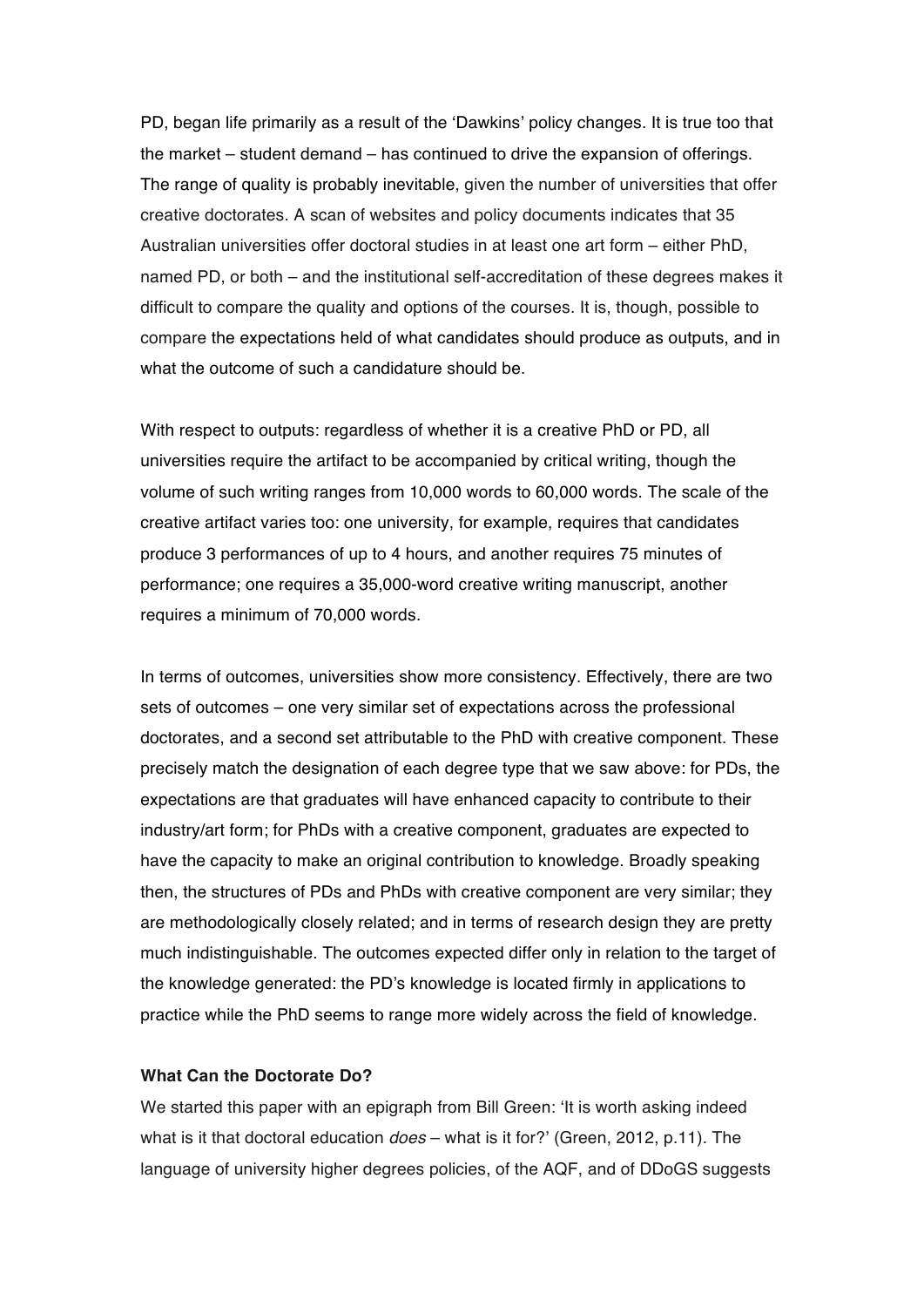PD, began life primarily as a result of the 'Dawkins' policy changes. It is true too that the market – student demand – has continued to drive the expansion of offerings. The range of quality is probably inevitable, given the number of universities that offer creative doctorates. A scan of websites and policy documents indicates that 35 Australian universities offer doctoral studies in at least one art form – either PhD, named PD, or both – and the institutional self-accreditation of these degrees makes it difficult to compare the quality and options of the courses. It is, though, possible to compare the expectations held of what candidates should produce as outputs, and in what the outcome of such a candidature should be.

With respect to outputs: regardless of whether it is a creative PhD or PD, all universities require the artifact to be accompanied by critical writing, though the volume of such writing ranges from 10,000 words to 60,000 words. The scale of the creative artifact varies too: one university, for example, requires that candidates produce 3 performances of up to 4 hours, and another requires 75 minutes of performance; one requires a 35,000-word creative writing manuscript, another requires a minimum of 70,000 words.

In terms of outcomes, universities show more consistency. Effectively, there are two sets of outcomes – one very similar set of expectations across the professional doctorates, and a second set attributable to the PhD with creative component. These precisely match the designation of each degree type that we saw above: for PDs, the expectations are that graduates will have enhanced capacity to contribute to their industry/art form; for PhDs with a creative component, graduates are expected to have the capacity to make an original contribution to knowledge. Broadly speaking then, the structures of PDs and PhDs with creative component are very similar; they are methodologically closely related; and in terms of research design they are pretty much indistinguishable. The outcomes expected differ only in relation to the target of the knowledge generated: the PD's knowledge is located firmly in applications to practice while the PhD seems to range more widely across the field of knowledge.

**What Can the Doctorate Do?**

We started this paper with an epigraph from Bill Green: 'It is worth asking indeed what is it that doctoral education *does* – what is it for?' (Green, 2012, p.11). The language of university higher degrees policies, of the AQF, and of DDoGS suggests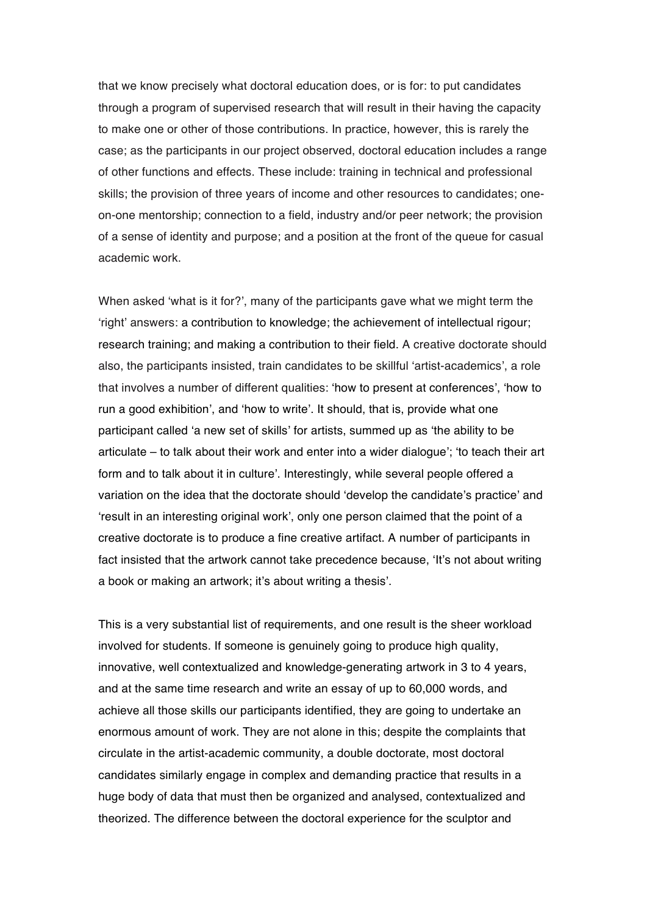that we know precisely what doctoral education does, or is for: to put candidates through a program of supervised research that will result in their having the capacity to make one or other of those contributions. In practice, however, this is rarely the case; as the participants in our project observed, doctoral education includes a range of other functions and effects. These include: training in technical and professional skills; the provision of three years of income and other resources to candidates; one-on-one mentorship; connection to a field, industry and/or peer network; the provision of a sense of identity and purpose; and a position at the front of the queue for casual academic work.

When asked 'what is it for?', many of the participants gave what we might term the 'right' answers: a contribution to knowledge; the achievement of intellectual rigour; research training; and making a contribution to their field. A creative doctorate should also, the participants insisted, train candidates to be skillful 'artist-academics', a role that involves a number of different qualities: 'how to present at conferences', 'how to run a good exhibition', and 'how to write'. It should, that is, provide what one participant called 'a new set of skills' for artists, summed up as 'the ability to be articulate – to talk about their work and enter into a wider dialogue'; 'to teach their art form and to talk about it in culture'. Interestingly, while several people offered a variation on the idea that the doctorate should 'develop the candidate's practice' and 'result in an interesting original work', only one person claimed that the point of a creative doctorate is to produce a fine creative artifact. A number of participants in fact insisted that the artwork cannot take precedence because, 'It's not about writing a book or making an artwork; it's about writing a thesis'.

This is a very substantial list of requirements, and one result is the sheer workload involved for students. If someone is genuinely going to produce high quality, innovative, well contextualized and knowledge-generating artwork in 3 to 4 years, and at the same time research and write an essay of up to 60,000 words, and achieve all those skills our participants identified, they are going to undertake an enormous amount of work. They are not alone in this; despite the complaints that circulate in the artist-academic community, a double doctorate, most doctoral candidates similarly engage in complex and demanding practice that results in a huge body of data that must then be organized and analysed, contextualized and theorized. The difference between the doctoral experience for the sculptor and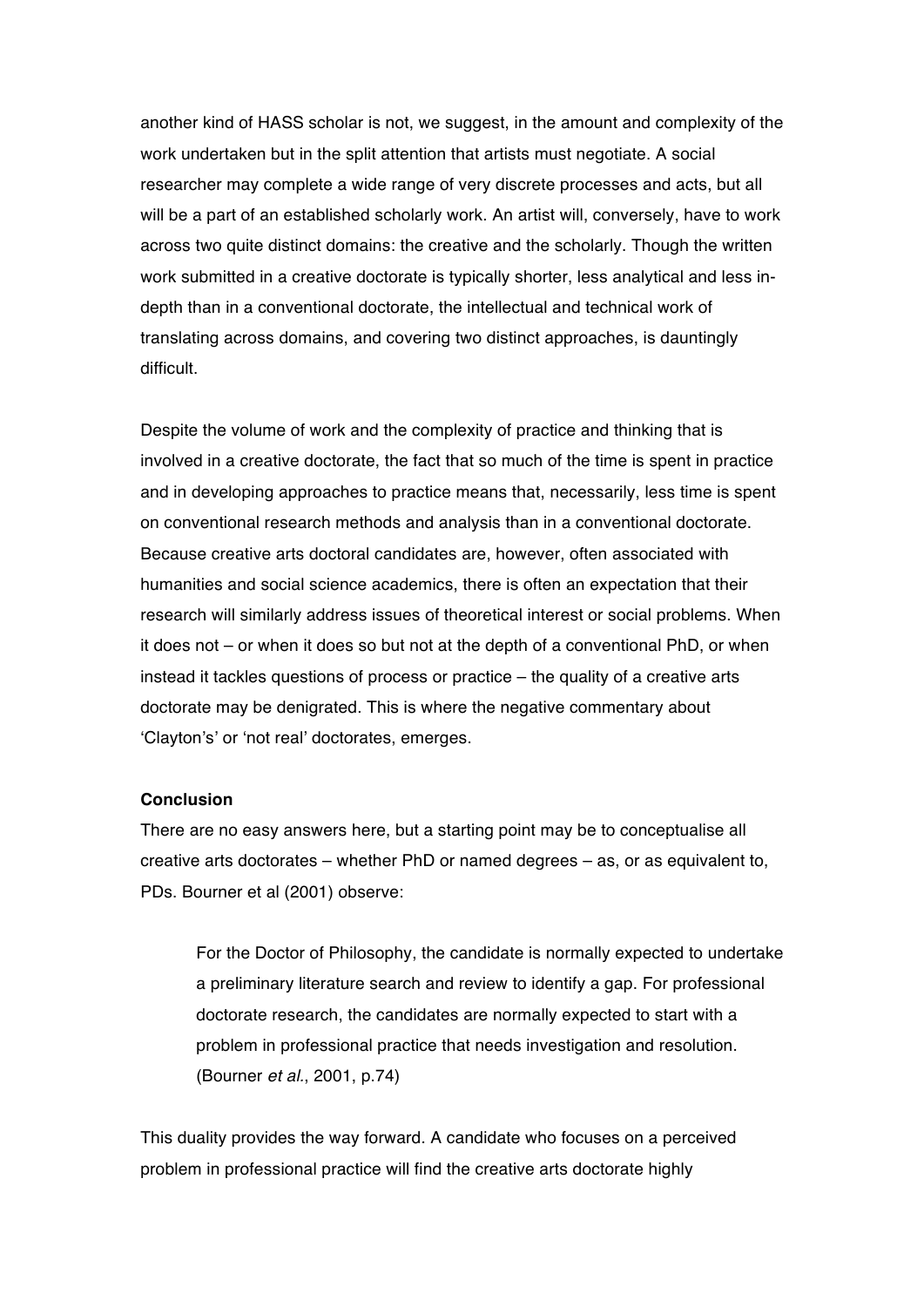another kind of HASS scholar is not, we suggest, in the amount and complexity of the work undertaken but in the split attention that artists must negotiate. A social researcher may complete a wide range of very discrete processes and acts, but all will be a part of an established scholarly work. An artist will, conversely, have to work across two quite distinct domains: the creative and the scholarly. Though the written work submitted in a creative doctorate is typically shorter, less analytical and less in-depth than in a conventional doctorate, the intellectual and technical work of translating across domains, and covering two distinct approaches, is dauntingly difficult.

Despite the volume of work and the complexity of practice and thinking that is involved in a creative doctorate, the fact that so much of the time is spent in practice and in developing approaches to practice means that, necessarily, less time is spent on conventional research methods and analysis than in a conventional doctorate. Because creative arts doctoral candidates are, however, often associated with humanities and social science academics, there is often an expectation that their research will similarly address issues of theoretical interest or social problems. When it does not – or when it does so but not at the depth of a conventional PhD, or when instead it tackles questions of process or practice – the quality of a creative arts doctorate may be denigrated. This is where the negative commentary about 'Clayton's' or 'not real' doctorates, emerges.

**Conclusion**

There are no easy answers here, but a starting point may be to conceptualise all creative arts doctorates – whether PhD or named degrees – as, or as equivalent to, PDs. Bourner et al (2001) observe:

> For the Doctor of Philosophy, the candidate is normally expected to undertake a preliminary literature search and review to identify a gap. For professional doctorate research, the candidates are normally expected to start with a problem in professional practice that needs investigation and resolution. (Bourner *et al.*, 2001, p.74)

This duality provides the way forward. A candidate who focuses on a perceived problem in professional practice will find the creative arts doctorate highly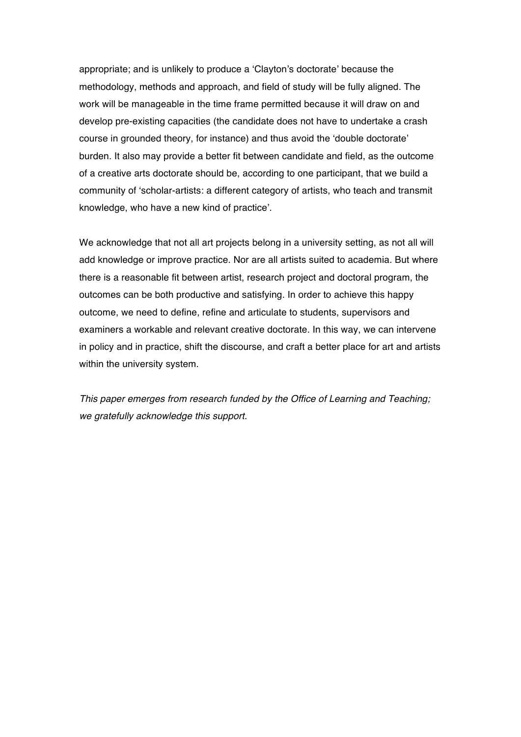appropriate; and is unlikely to produce a 'Clayton's doctorate' because the methodology, methods and approach, and field of study will be fully aligned. The work will be manageable in the time frame permitted because it will draw on and develop pre-existing capacities (the candidate does not have to undertake a crash course in grounded theory, for instance) and thus avoid the 'double doctorate' burden. It also may provide a better fit between candidate and field, as the outcome of a creative arts doctorate should be, according to one participant, that we build a community of 'scholar-artists: a different category of artists, who teach and transmit knowledge, who have a new kind of practice'.

We acknowledge that not all art projects belong in a university setting, as not all will add knowledge or improve practice. Nor are all artists suited to academia. But where there is a reasonable fit between artist, research project and doctoral program, the outcomes can be both productive and satisfying. In order to achieve this happy outcome, we need to define, refine and articulate to students, supervisors and examiners a workable and relevant creative doctorate. In this way, we can intervene in policy and in practice, shift the discourse, and craft a better place for art and artists within the university system.

*This paper emerges from research funded by the Office of Learning and Teaching; we gratefully acknowledge this support.*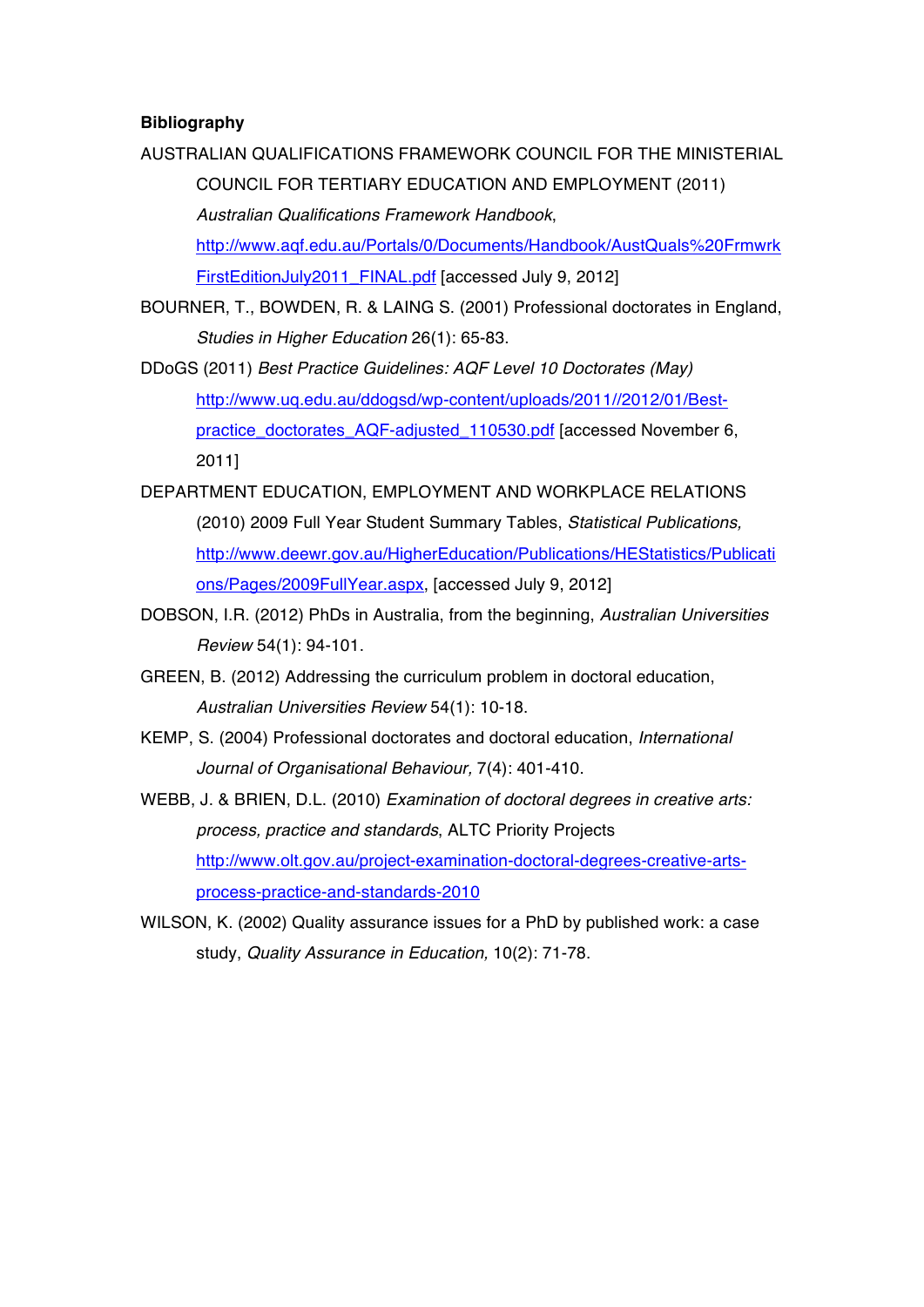**Bibliography**

AUSTRALIAN QUALIFICATIONS FRAMEWORK COUNCIL FOR THE MINISTERIAL COUNCIL FOR TERTIARY EDUCATION AND EMPLOYMENT (2011) *Australian Qualifications Framework Handbook*, http://www.aqf.edu.au/Portals/0/Documents/Handbook/AustQuals%20FrmwrkFirstEditionJuly2011_FINAL.pdf [accessed July 9, 2012]

BOURNER, T., BOWDEN, R. & LAING S. (2001) Professional doctorates in England, *Studies in Higher Education* 26(1): 65-83.

DDoGS (2011) *Best Practice Guidelines: AQF Level 10 Doctorates (May)* http://www.uq.edu.au/ddogsd/wp-content/uploads/2011//2012/01/Best-practice_doctorates_AQF-adjusted_110530.pdf [accessed November 6, 2011]

DEPARTMENT EDUCATION, EMPLOYMENT AND WORKPLACE RELATIONS (2010) 2009 Full Year Student Summary Tables, *Statistical Publications,* http://www.deewr.gov.au/HigherEducation/Publications/HEStatistics/Publications/Pages/2009FullYear.aspx, [accessed July 9, 2012]

DOBSON, I.R. (2012) PhDs in Australia, from the beginning, *Australian Universities Review* 54(1): 94-101.

GREEN, B. (2012) Addressing the curriculum problem in doctoral education, *Australian Universities Review* 54(1): 10-18.

KEMP, S. (2004) Professional doctorates and doctoral education, *International Journal of Organisational Behaviour,* 7(4): 401-410.

WEBB, J. & BRIEN, D.L. (2010) *Examination of doctoral degrees in creative arts: process, practice and standards*, ALTC Priority Projects http://www.olt.gov.au/project-examination-doctoral-degrees-creative-arts-process-practice-and-standards-2010

WILSON, K. (2002) Quality assurance issues for a PhD by published work: a case study, *Quality Assurance in Education,* 10(2): 71-78.